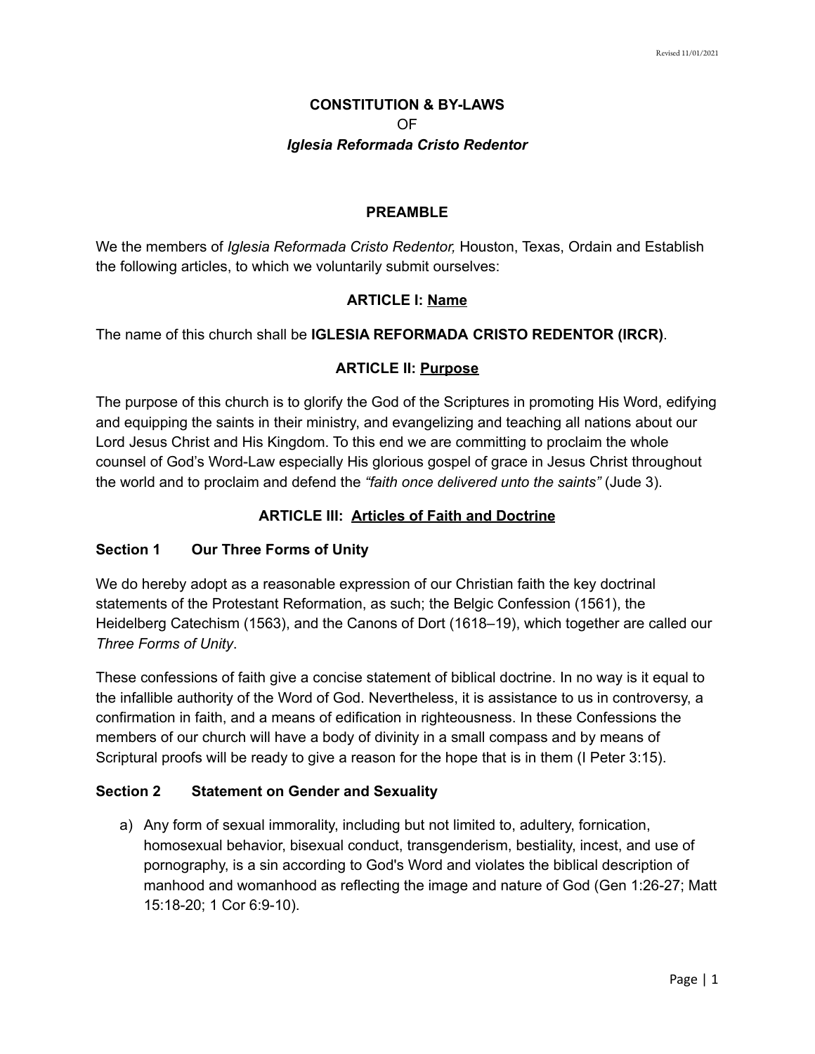# CONSTITUTION & BY-LAWS
OF
***Iglesia Reformada Cristo Redentor***

## PREAMBLE

We the members of *Iglesia Reformada Cristo Redentor,* Houston, Texas, Ordain and Establish the following articles, to which we voluntarily submit ourselves:

## ARTICLE I: Name

The name of this church shall be **IGLESIA REFORMADA CRISTO REDENTOR (IRCR)**.

## ARTICLE II: Purpose

The purpose of this church is to glorify the God of the Scriptures in promoting His Word, edifying and equipping the saints in their ministry, and evangelizing and teaching all nations about our Lord Jesus Christ and His Kingdom. To this end we are committing to proclaim the whole counsel of God's Word-Law especially His glorious gospel of grace in Jesus Christ throughout the world and to proclaim and defend the *"faith once delivered unto the saints"* (Jude 3).

## ARTICLE III: Articles of Faith and Doctrine

### Section 1 Our Three Forms of Unity

We do hereby adopt as a reasonable expression of our Christian faith the key doctrinal statements of the Protestant Reformation, as such; the Belgic Confession (1561), the Heidelberg Catechism (1563), and the Canons of Dort (1618–19), which together are called our *Three Forms of Unity*.

These confessions of faith give a concise statement of biblical doctrine. In no way is it equal to the infallible authority of the Word of God. Nevertheless, it is assistance to us in controversy, a confirmation in faith, and a means of edification in righteousness. In these Confessions the members of our church will have a body of divinity in a small compass and by means of Scriptural proofs will be ready to give a reason for the hope that is in them (I Peter 3:15).

### Section 2 Statement on Gender and Sexuality

a) Any form of sexual immorality, including but not limited to, adultery, fornication, homosexual behavior, bisexual conduct, transgenderism, bestiality, incest, and use of pornography, is a sin according to God's Word and violates the biblical description of manhood and womanhood as reflecting the image and nature of God (Gen 1:26-27; Matt 15:18-20; 1 Cor 6:9-10).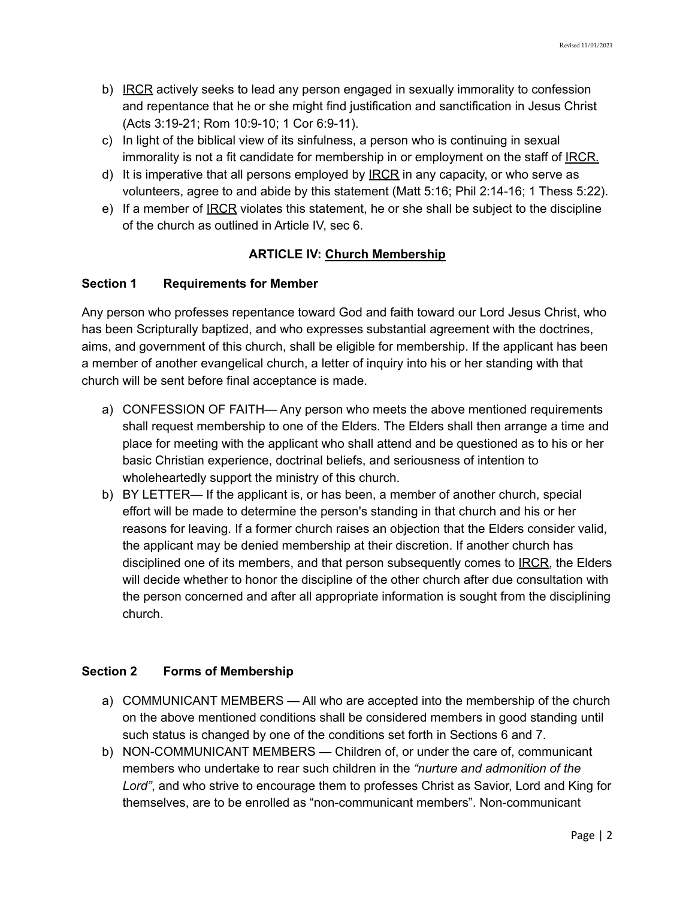b) IRCR actively seeks to lead any person engaged in sexually immorality to confession and repentance that he or she might find justification and sanctification in Jesus Christ (Acts 3:19-21; Rom 10:9-10; 1 Cor 6:9-11).
c) In light of the biblical view of its sinfulness, a person who is continuing in sexual immorality is not a fit candidate for membership in or employment on the staff of IRCR.
d) It is imperative that all persons employed by IRCR in any capacity, or who serve as volunteers, agree to and abide by this statement (Matt 5:16; Phil 2:14-16; 1 Thess 5:22).
e) If a member of IRCR violates this statement, he or she shall be subject to the discipline of the church as outlined in Article IV, sec 6.

## ARTICLE IV: Church Membership

### Section 1 Requirements for Member

Any person who professes repentance toward God and faith toward our Lord Jesus Christ, who has been Scripturally baptized, and who expresses substantial agreement with the doctrines, aims, and government of this church, shall be eligible for membership. If the applicant has been a member of another evangelical church, a letter of inquiry into his or her standing with that church will be sent before final acceptance is made.

a) CONFESSION OF FAITH— Any person who meets the above mentioned requirements shall request membership to one of the Elders. The Elders shall then arrange a time and place for meeting with the applicant who shall attend and be questioned as to his or her basic Christian experience, doctrinal beliefs, and seriousness of intention to wholeheartedly support the ministry of this church.
b) BY LETTER— If the applicant is, or has been, a member of another church, special effort will be made to determine the person's standing in that church and his or her reasons for leaving. If a former church raises an objection that the Elders consider valid, the applicant may be denied membership at their discretion. If another church has disciplined one of its members, and that person subsequently comes to IRCR, the Elders will decide whether to honor the discipline of the other church after due consultation with the person concerned and after all appropriate information is sought from the disciplining church.

### Section 2 Forms of Membership

a) COMMUNICANT MEMBERS — All who are accepted into the membership of the church on the above mentioned conditions shall be considered members in good standing until such status is changed by one of the conditions set forth in Sections 6 and 7.
b) NON-COMMUNICANT MEMBERS — Children of, or under the care of, communicant members who undertake to rear such children in the *"nurture and admonition of the Lord"*, and who strive to encourage them to professes Christ as Savior, Lord and King for themselves, are to be enrolled as "non-communicant members". Non-communicant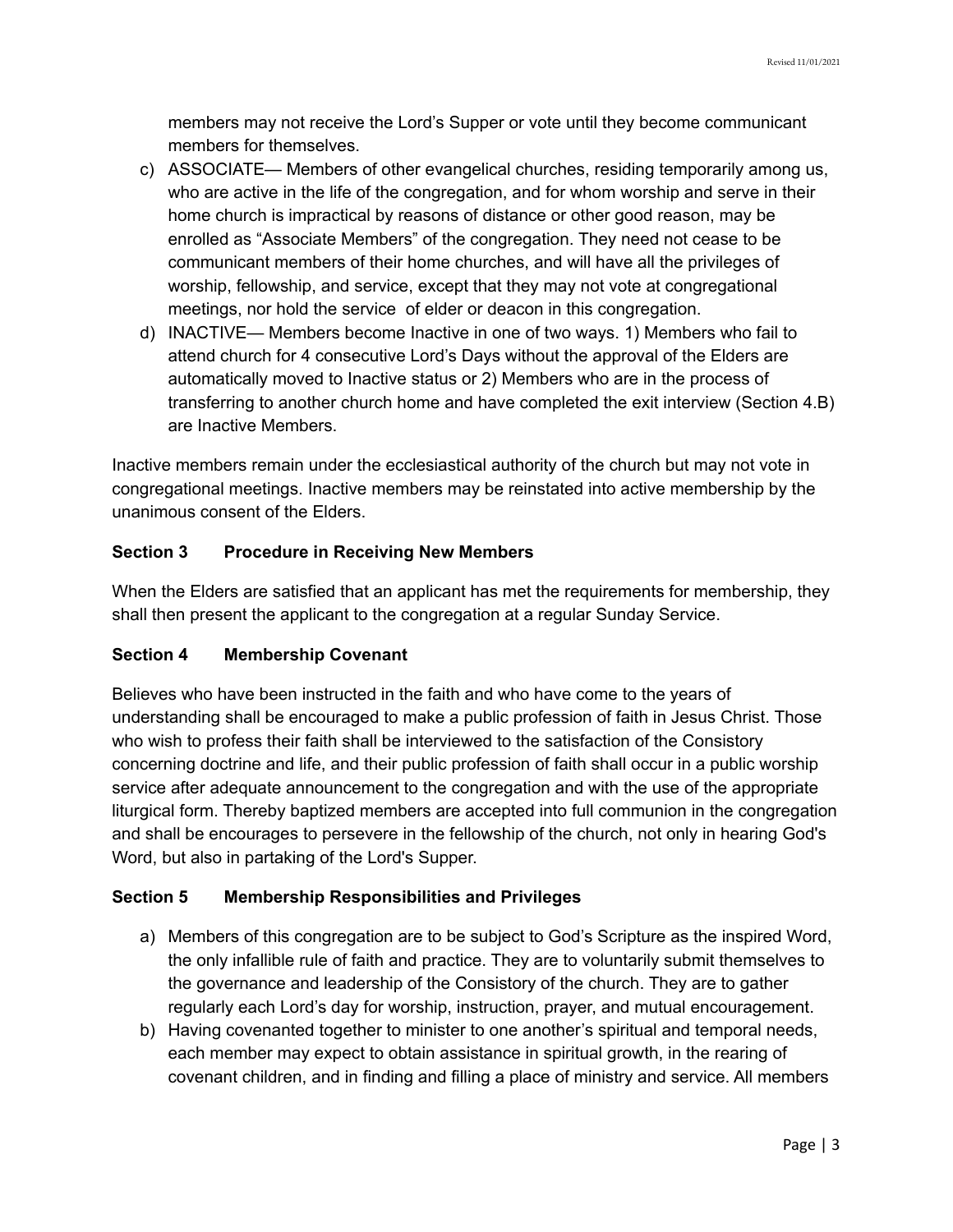members may not receive the Lord's Supper or vote until they become communicant members for themselves.

c) ASSOCIATE— Members of other evangelical churches, residing temporarily among us, who are active in the life of the congregation, and for whom worship and serve in their home church is impractical by reasons of distance or other good reason, may be enrolled as "Associate Members" of the congregation. They need not cease to be communicant members of their home churches, and will have all the privileges of worship, fellowship, and service, except that they may not vote at congregational meetings, nor hold the service of elder or deacon in this congregation.

d) INACTIVE— Members become Inactive in one of two ways. 1) Members who fail to attend church for 4 consecutive Lord's Days without the approval of the Elders are automatically moved to Inactive status or 2) Members who are in the process of transferring to another church home and have completed the exit interview (Section 4.B) are Inactive Members.

Inactive members remain under the ecclesiastical authority of the church but may not vote in congregational meetings. Inactive members may be reinstated into active membership by the unanimous consent of the Elders.

**Section 3 Procedure in Receiving New Members**

When the Elders are satisfied that an applicant has met the requirements for membership, they shall then present the applicant to the congregation at a regular Sunday Service.

**Section 4 Membership Covenant**

Believes who have been instructed in the faith and who have come to the years of understanding shall be encouraged to make a public profession of faith in Jesus Christ. Those who wish to profess their faith shall be interviewed to the satisfaction of the Consistory concerning doctrine and life, and their public profession of faith shall occur in a public worship service after adequate announcement to the congregation and with the use of the appropriate liturgical form. Thereby baptized members are accepted into full communion in the congregation and shall be encourages to persevere in the fellowship of the church, not only in hearing God's Word, but also in partaking of the Lord's Supper.

**Section 5 Membership Responsibilities and Privileges**

a) Members of this congregation are to be subject to God's Scripture as the inspired Word, the only infallible rule of faith and practice. They are to voluntarily submit themselves to the governance and leadership of the Consistory of the church. They are to gather regularly each Lord's day for worship, instruction, prayer, and mutual encouragement.

b) Having covenanted together to minister to one another's spiritual and temporal needs, each member may expect to obtain assistance in spiritual growth, in the rearing of covenant children, and in finding and filling a place of ministry and service. All members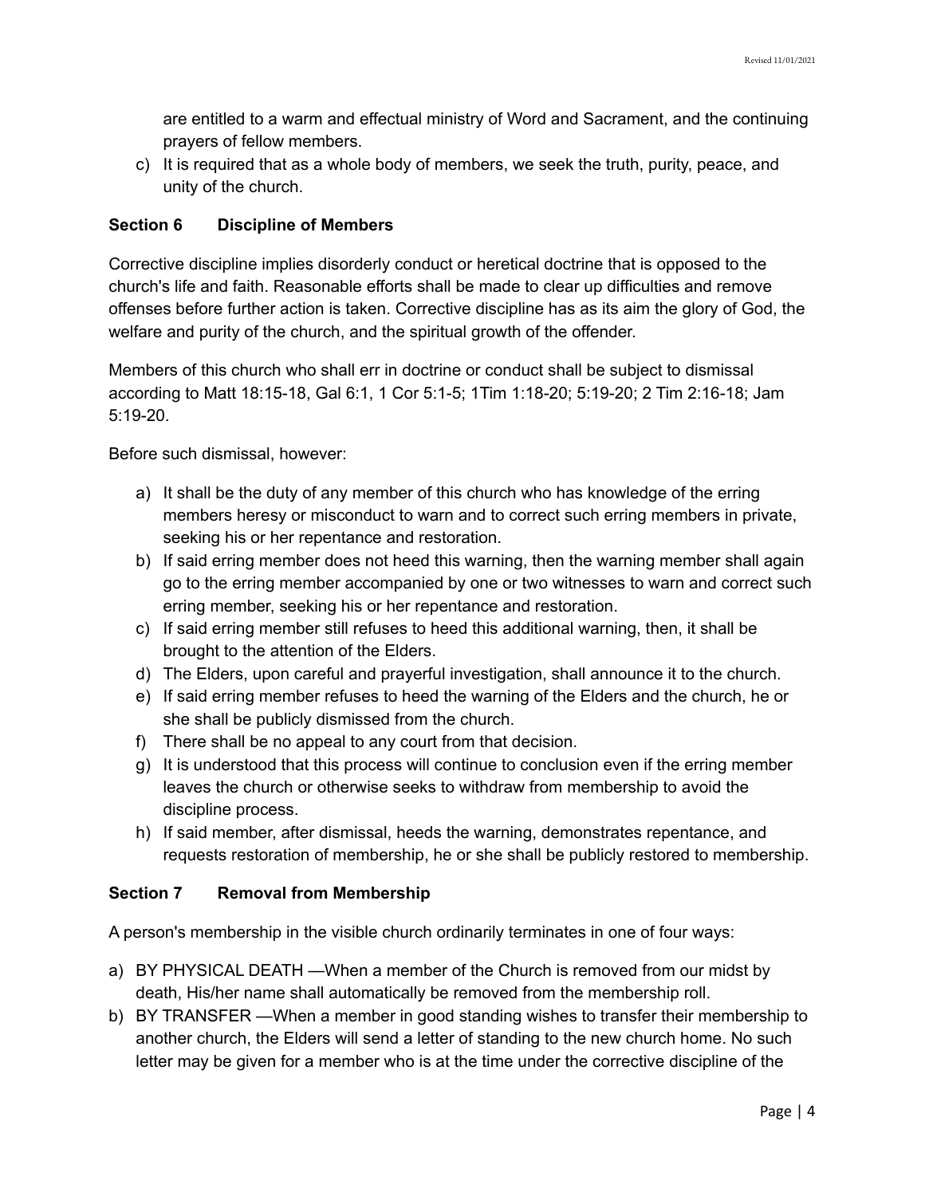are entitled to a warm and effectual ministry of Word and Sacrament, and the continuing prayers of fellow members.

c) It is required that as a whole body of members, we seek the truth, purity, peace, and unity of the church.

### Section 6 Discipline of Members

Corrective discipline implies disorderly conduct or heretical doctrine that is opposed to the church's life and faith. Reasonable efforts shall be made to clear up difficulties and remove offenses before further action is taken. Corrective discipline has as its aim the glory of God, the welfare and purity of the church, and the spiritual growth of the offender.

Members of this church who shall err in doctrine or conduct shall be subject to dismissal according to Matt 18:15-18, Gal 6:1, 1 Cor 5:1-5; 1Tim 1:18-20; 5:19-20; 2 Tim 2:16-18; Jam 5:19-20.

Before such dismissal, however:

a) It shall be the duty of any member of this church who has knowledge of the erring members heresy or misconduct to warn and to correct such erring members in private, seeking his or her repentance and restoration.
b) If said erring member does not heed this warning, then the warning member shall again go to the erring member accompanied by one or two witnesses to warn and correct such erring member, seeking his or her repentance and restoration.
c) If said erring member still refuses to heed this additional warning, then, it shall be brought to the attention of the Elders.
d) The Elders, upon careful and prayerful investigation, shall announce it to the church.
e) If said erring member refuses to heed the warning of the Elders and the church, he or she shall be publicly dismissed from the church.
f) There shall be no appeal to any court from that decision.
g) It is understood that this process will continue to conclusion even if the erring member leaves the church or otherwise seeks to withdraw from membership to avoid the discipline process.
h) If said member, after dismissal, heeds the warning, demonstrates repentance, and requests restoration of membership, he or she shall be publicly restored to membership.

### Section 7 Removal from Membership

A person's membership in the visible church ordinarily terminates in one of four ways:

a) BY PHYSICAL DEATH —When a member of the Church is removed from our midst by death, His/her name shall automatically be removed from the membership roll.
b) BY TRANSFER —When a member in good standing wishes to transfer their membership to another church, the Elders will send a letter of standing to the new church home. No such letter may be given for a member who is at the time under the corrective discipline of the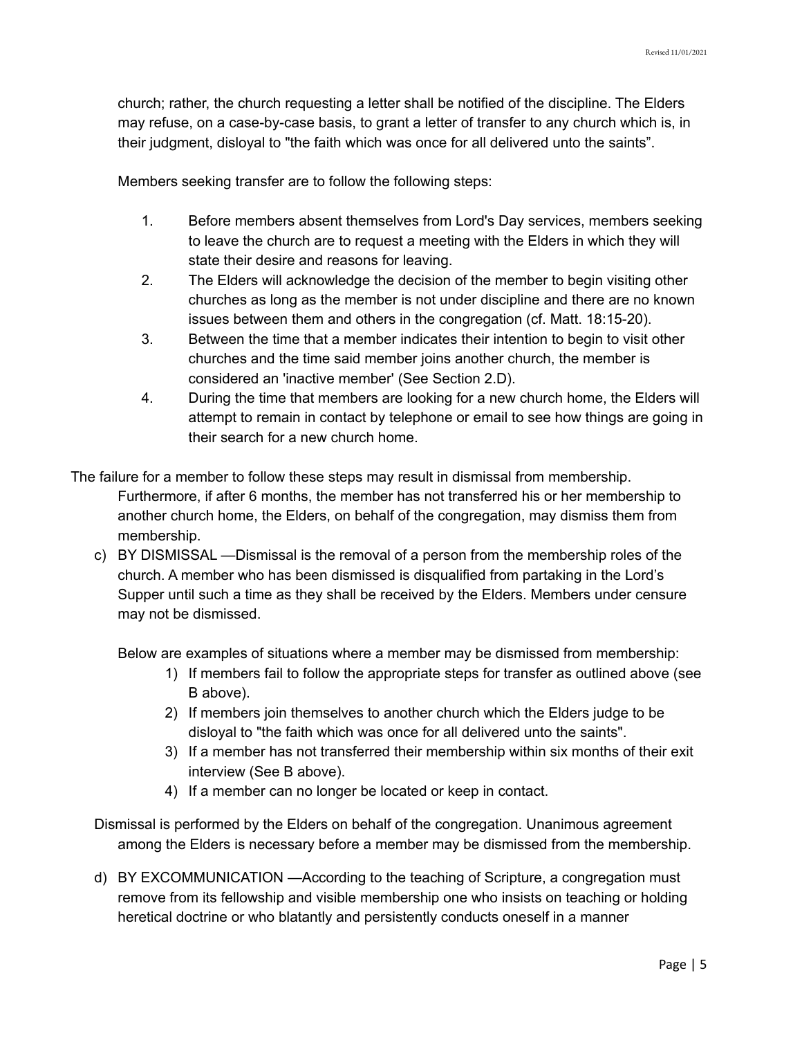church; rather, the church requesting a letter shall be notified of the discipline. The Elders may refuse, on a case-by-case basis, to grant a letter of transfer to any church which is, in their judgment, disloyal to "the faith which was once for all delivered unto the saints".

Members seeking transfer are to follow the following steps:

1. Before members absent themselves from Lord's Day services, members seeking to leave the church are to request a meeting with the Elders in which they will state their desire and reasons for leaving.
2. The Elders will acknowledge the decision of the member to begin visiting other churches as long as the member is not under discipline and there are no known issues between them and others in the congregation (cf. Matt. 18:15-20).
3. Between the time that a member indicates their intention to begin to visit other churches and the time said member joins another church, the member is considered an 'inactive member' (See Section 2.D).
4. During the time that members are looking for a new church home, the Elders will attempt to remain in contact by telephone or email to see how things are going in their search for a new church home.

The failure for a member to follow these steps may result in dismissal from membership. Furthermore, if after 6 months, the member has not transferred his or her membership to another church home, the Elders, on behalf of the congregation, may dismiss them from membership.

c) BY DISMISSAL —Dismissal is the removal of a person from the membership roles of the church. A member who has been dismissed is disqualified from partaking in the Lord's Supper until such a time as they shall be received by the Elders. Members under censure may not be dismissed.

   Below are examples of situations where a member may be dismissed from membership:

   1) If members fail to follow the appropriate steps for transfer as outlined above (see B above).
   2) If members join themselves to another church which the Elders judge to be disloyal to "the faith which was once for all delivered unto the saints".
   3) If a member has not transferred their membership within six months of their exit interview (See B above).
   4) If a member can no longer be located or keep in contact.

Dismissal is performed by the Elders on behalf of the congregation. Unanimous agreement among the Elders is necessary before a member may be dismissed from the membership.

d) BY EXCOMMUNICATION —According to the teaching of Scripture, a congregation must remove from its fellowship and visible membership one who insists on teaching or holding heretical doctrine or who blatantly and persistently conducts oneself in a manner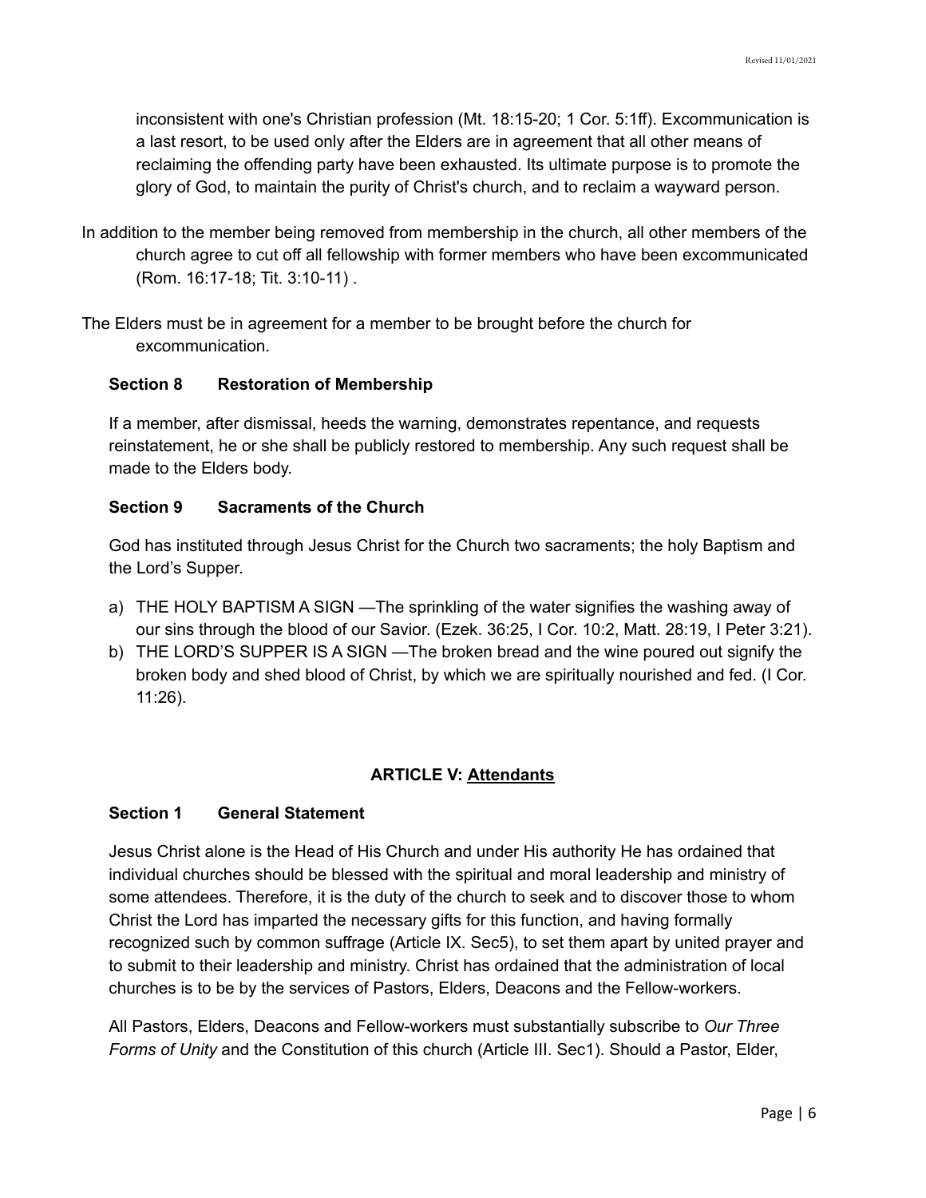inconsistent with one's Christian profession (Mt. 18:15-20; 1 Cor. 5:1ff). Excommunication is a last resort, to be used only after the Elders are in agreement that all other means of reclaiming the offending party have been exhausted. Its ultimate purpose is to promote the glory of God, to maintain the purity of Christ's church, and to reclaim a wayward person.

In addition to the member being removed from membership in the church, all other members of the church agree to cut off all fellowship with former members who have been excommunicated (Rom. 16:17-18; Tit. 3:10-11) .

The Elders must be in agreement for a member to be brought before the church for excommunication.

**Section 8 Restoration of Membership**

If a member, after dismissal, heeds the warning, demonstrates repentance, and requests reinstatement, he or she shall be publicly restored to membership. Any such request shall be made to the Elders body.

**Section 9 Sacraments of the Church**

God has instituted through Jesus Christ for the Church two sacraments; the holy Baptism and the Lord's Supper.

a) THE HOLY BAPTISM A SIGN —The sprinkling of the water signifies the washing away of our sins through the blood of our Savior. (Ezek. 36:25, I Cor. 10:2, Matt. 28:19, I Peter 3:21).
b) THE LORD'S SUPPER IS A SIGN —The broken bread and the wine poured out signify the broken body and shed blood of Christ, by which we are spiritually nourished and fed. (I Cor. 11:26).

## ARTICLE V: Attendants

**Section 1 General Statement**

Jesus Christ alone is the Head of His Church and under His authority He has ordained that individual churches should be blessed with the spiritual and moral leadership and ministry of some attendees. Therefore, it is the duty of the church to seek and to discover those to whom Christ the Lord has imparted the necessary gifts for this function, and having formally recognized such by common suffrage (Article IX. Sec5), to set them apart by united prayer and to submit to their leadership and ministry. Christ has ordained that the administration of local churches is to be by the services of Pastors, Elders, Deacons and the Fellow-workers.

All Pastors, Elders, Deacons and Fellow-workers must substantially subscribe to *Our Three Forms of Unity* and the Constitution of this church (Article III. Sec1). Should a Pastor, Elder,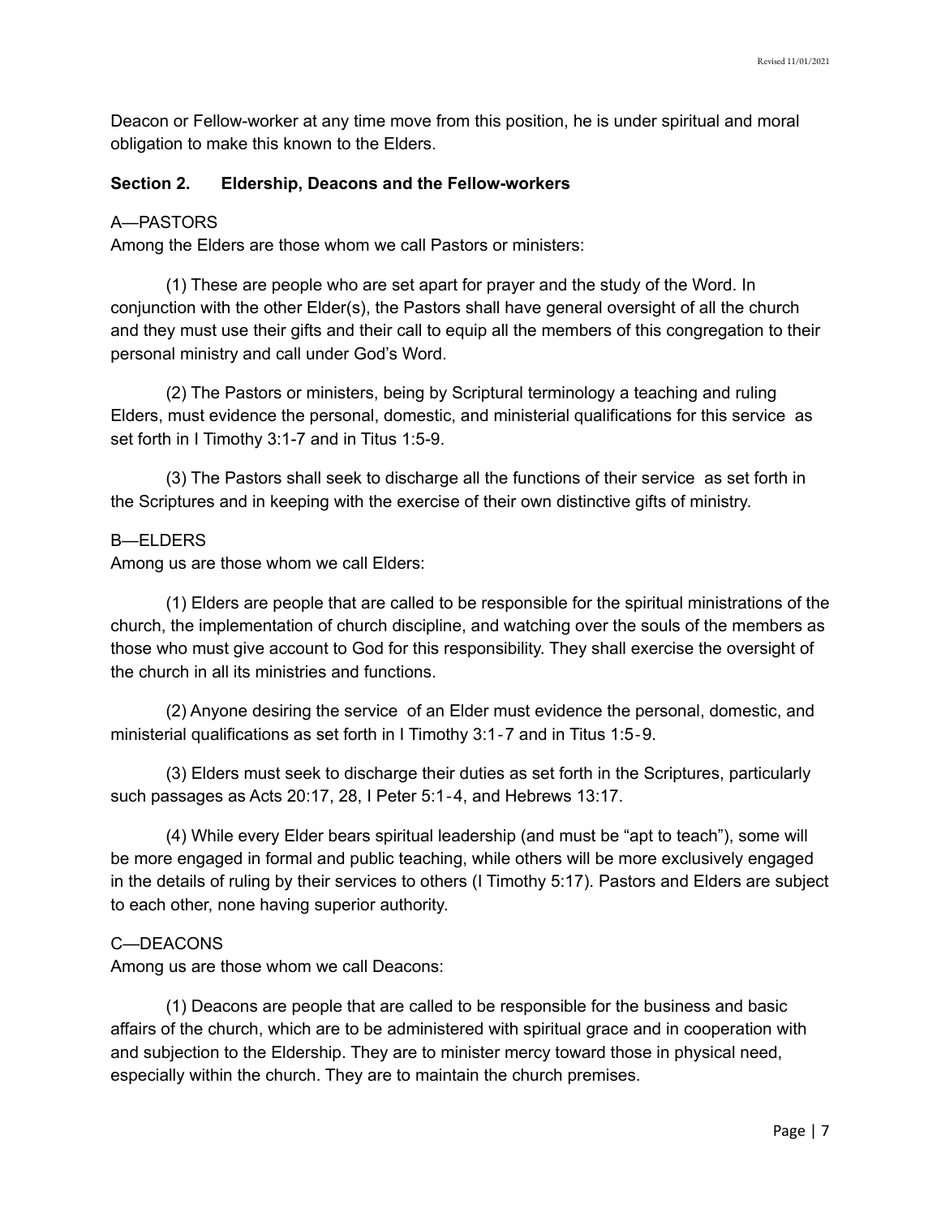Deacon or Fellow-worker at any time move from this position, he is under spiritual and moral obligation to make this known to the Elders.

**Section 2. Eldership, Deacons and the Fellow-workers**

A—PASTORS

Among the Elders are those whom we call Pastors or ministers:

(1) These are people who are set apart for prayer and the study of the Word. In conjunction with the other Elder(s), the Pastors shall have general oversight of all the church and they must use their gifts and their call to equip all the members of this congregation to their personal ministry and call under God's Word.

(2) The Pastors or ministers, being by Scriptural terminology a teaching and ruling Elders, must evidence the personal, domestic, and ministerial qualifications for this service as set forth in I Timothy 3:1-7 and in Titus 1:5-9.

(3) The Pastors shall seek to discharge all the functions of their service as set forth in the Scriptures and in keeping with the exercise of their own distinctive gifts of ministry.

B—ELDERS

Among us are those whom we call Elders:

(1) Elders are people that are called to be responsible for the spiritual ministrations of the church, the implementation of church discipline, and watching over the souls of the members as those who must give account to God for this responsibility. They shall exercise the oversight of the church in all its ministries and functions.

(2) Anyone desiring the service of an Elder must evidence the personal, domestic, and ministerial qualifications as set forth in I Timothy 3:1-7 and in Titus 1:5-9.

(3) Elders must seek to discharge their duties as set forth in the Scriptures, particularly such passages as Acts 20:17, 28, I Peter 5:1-4, and Hebrews 13:17.

(4) While every Elder bears spiritual leadership (and must be "apt to teach"), some will be more engaged in formal and public teaching, while others will be more exclusively engaged in the details of ruling by their services to others (I Timothy 5:17). Pastors and Elders are subject to each other, none having superior authority.

C—DEACONS

Among us are those whom we call Deacons:

(1) Deacons are people that are called to be responsible for the business and basic affairs of the church, which are to be administered with spiritual grace and in cooperation with and subjection to the Eldership. They are to minister mercy toward those in physical need, especially within the church. They are to maintain the church premises.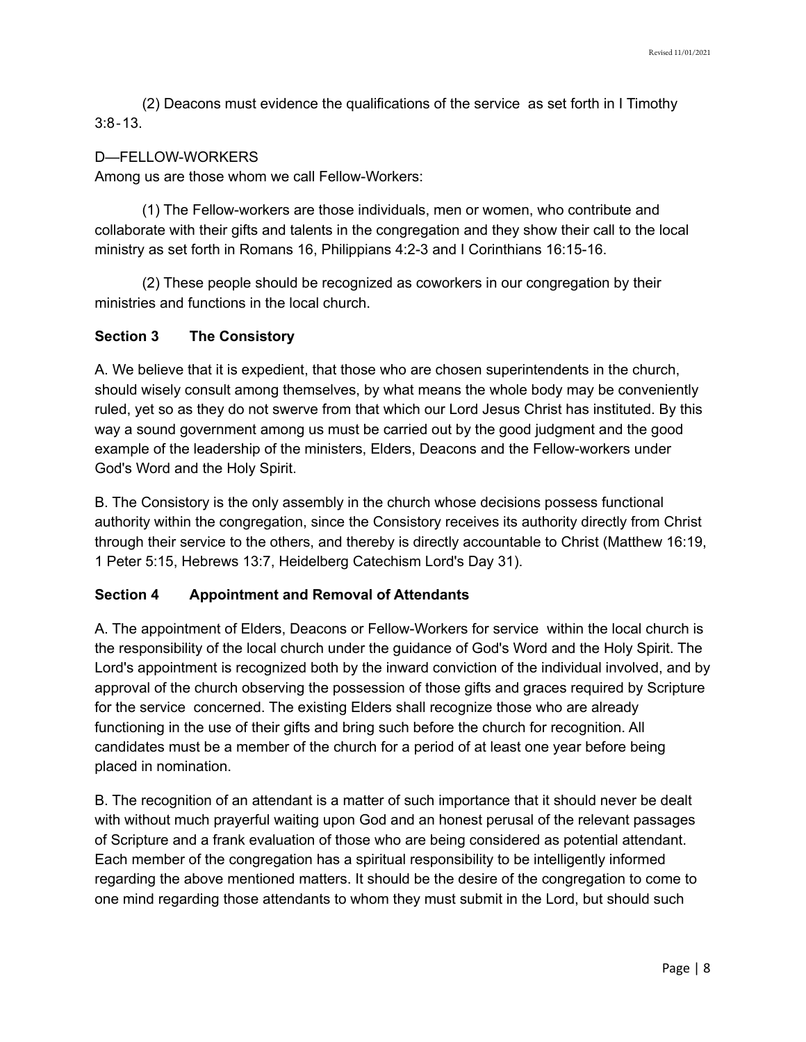(2) Deacons must evidence the qualifications of the service as set forth in I Timothy 3:8-13.

D—FELLOW-WORKERS
Among us are those whom we call Fellow-Workers:

(1) The Fellow-workers are those individuals, men or women, who contribute and collaborate with their gifts and talents in the congregation and they show their call to the local ministry as set forth in Romans 16, Philippians 4:2-3 and I Corinthians 16:15-16.

(2) These people should be recognized as coworkers in our congregation by their ministries and functions in the local church.

**Section 3 The Consistory**

A. We believe that it is expedient, that those who are chosen superintendents in the church, should wisely consult among themselves, by what means the whole body may be conveniently ruled, yet so as they do not swerve from that which our Lord Jesus Christ has instituted. By this way a sound government among us must be carried out by the good judgment and the good example of the leadership of the ministers, Elders, Deacons and the Fellow-workers under God's Word and the Holy Spirit.

B. The Consistory is the only assembly in the church whose decisions possess functional authority within the congregation, since the Consistory receives its authority directly from Christ through their service to the others, and thereby is directly accountable to Christ (Matthew 16:19, 1 Peter 5:15, Hebrews 13:7, Heidelberg Catechism Lord's Day 31).

**Section 4 Appointment and Removal of Attendants**

A. The appointment of Elders, Deacons or Fellow-Workers for service within the local church is the responsibility of the local church under the guidance of God's Word and the Holy Spirit. The Lord's appointment is recognized both by the inward conviction of the individual involved, and by approval of the church observing the possession of those gifts and graces required by Scripture for the service concerned. The existing Elders shall recognize those who are already functioning in the use of their gifts and bring such before the church for recognition. All candidates must be a member of the church for a period of at least one year before being placed in nomination.

B. The recognition of an attendant is a matter of such importance that it should never be dealt with without much prayerful waiting upon God and an honest perusal of the relevant passages of Scripture and a frank evaluation of those who are being considered as potential attendant. Each member of the congregation has a spiritual responsibility to be intelligently informed regarding the above mentioned matters. It should be the desire of the congregation to come to one mind regarding those attendants to whom they must submit in the Lord, but should such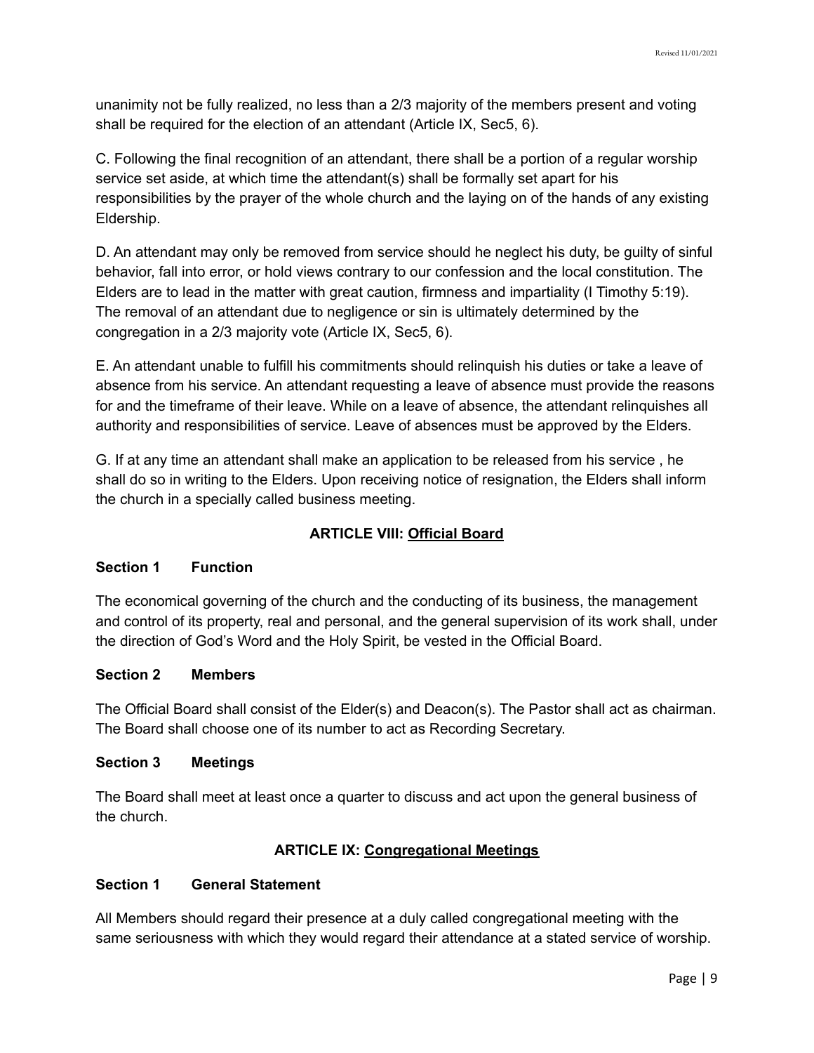unanimity not be fully realized, no less than a 2/3 majority of the members present and voting shall be required for the election of an attendant (Article IX, Sec5, 6).

C. Following the final recognition of an attendant, there shall be a portion of a regular worship service set aside, at which time the attendant(s) shall be formally set apart for his responsibilities by the prayer of the whole church and the laying on of the hands of any existing Eldership.

D. An attendant may only be removed from service should he neglect his duty, be guilty of sinful behavior, fall into error, or hold views contrary to our confession and the local constitution. The Elders are to lead in the matter with great caution, firmness and impartiality (I Timothy 5:19). The removal of an attendant due to negligence or sin is ultimately determined by the congregation in a 2/3 majority vote (Article IX, Sec5, 6).

E. An attendant unable to fulfill his commitments should relinquish his duties or take a leave of absence from his service. An attendant requesting a leave of absence must provide the reasons for and the timeframe of their leave. While on a leave of absence, the attendant relinquishes all authority and responsibilities of service. Leave of absences must be approved by the Elders.

G. If at any time an attendant shall make an application to be released from his service , he shall do so in writing to the Elders. Upon receiving notice of resignation, the Elders shall inform the church in a specially called business meeting.

## ARTICLE VIII: Official Board

### Section 1 Function

The economical governing of the church and the conducting of its business, the management and control of its property, real and personal, and the general supervision of its work shall, under the direction of God's Word and the Holy Spirit, be vested in the Official Board.

### Section 2 Members

The Official Board shall consist of the Elder(s) and Deacon(s). The Pastor shall act as chairman. The Board shall choose one of its number to act as Recording Secretary.

### Section 3 Meetings

The Board shall meet at least once a quarter to discuss and act upon the general business of the church.

## ARTICLE IX: Congregational Meetings

### Section 1 General Statement

All Members should regard their presence at a duly called congregational meeting with the same seriousness with which they would regard their attendance at a stated service of worship.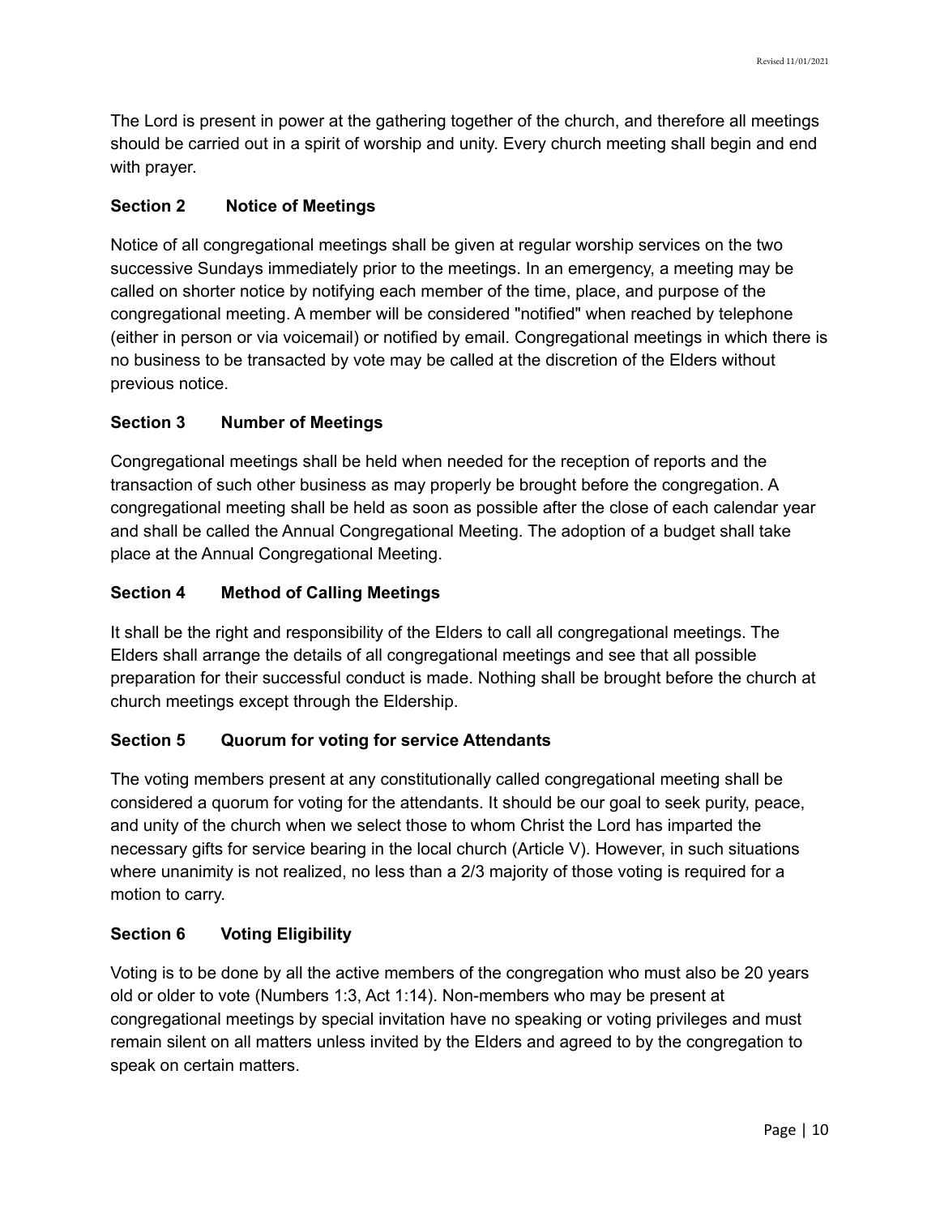The Lord is present in power at the gathering together of the church, and therefore all meetings should be carried out in a spirit of worship and unity. Every church meeting shall begin and end with prayer.

### Section 2 Notice of Meetings

Notice of all congregational meetings shall be given at regular worship services on the two successive Sundays immediately prior to the meetings. In an emergency, a meeting may be called on shorter notice by notifying each member of the time, place, and purpose of the congregational meeting. A member will be considered "notified" when reached by telephone (either in person or via voicemail) or notified by email. Congregational meetings in which there is no business to be transacted by vote may be called at the discretion of the Elders without previous notice.

### Section 3 Number of Meetings

Congregational meetings shall be held when needed for the reception of reports and the transaction of such other business as may properly be brought before the congregation. A congregational meeting shall be held as soon as possible after the close of each calendar year and shall be called the Annual Congregational Meeting. The adoption of a budget shall take place at the Annual Congregational Meeting.

### Section 4 Method of Calling Meetings

It shall be the right and responsibility of the Elders to call all congregational meetings. The Elders shall arrange the details of all congregational meetings and see that all possible preparation for their successful conduct is made. Nothing shall be brought before the church at church meetings except through the Eldership.

### Section 5 Quorum for voting for service Attendants

The voting members present at any constitutionally called congregational meeting shall be considered a quorum for voting for the attendants. It should be our goal to seek purity, peace, and unity of the church when we select those to whom Christ the Lord has imparted the necessary gifts for service bearing in the local church (Article V). However, in such situations where unanimity is not realized, no less than a 2/3 majority of those voting is required for a motion to carry.

### Section 6 Voting Eligibility

Voting is to be done by all the active members of the congregation who must also be 20 years old or older to vote (Numbers 1:3, Act 1:14). Non-members who may be present at congregational meetings by special invitation have no speaking or voting privileges and must remain silent on all matters unless invited by the Elders and agreed to by the congregation to speak on certain matters.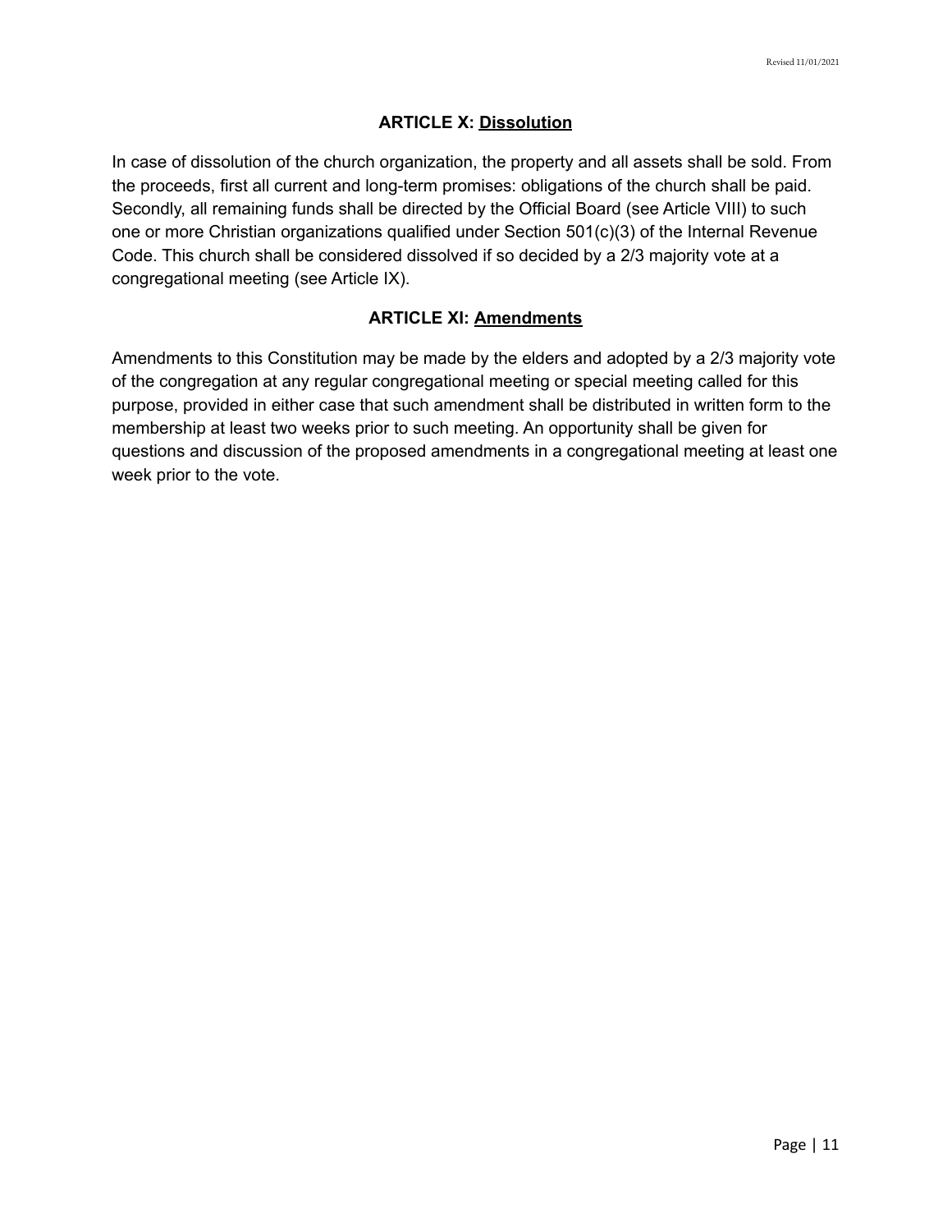## ARTICLE X: <u>Dissolution</u>

In case of dissolution of the church organization, the property and all assets shall be sold. From the proceeds, first all current and long-term promises: obligations of the church shall be paid. Secondly, all remaining funds shall be directed by the Official Board (see Article VIII) to such one or more Christian organizations qualified under Section 501(c)(3) of the Internal Revenue Code. This church shall be considered dissolved if so decided by a 2/3 majority vote at a congregational meeting (see Article IX).

## ARTICLE XI: <u>Amendments</u>

Amendments to this Constitution may be made by the elders and adopted by a 2/3 majority vote of the congregation at any regular congregational meeting or special meeting called for this purpose, provided in either case that such amendment shall be distributed in written form to the membership at least two weeks prior to such meeting. An opportunity shall be given for questions and discussion of the proposed amendments in a congregational meeting at least one week prior to the vote.